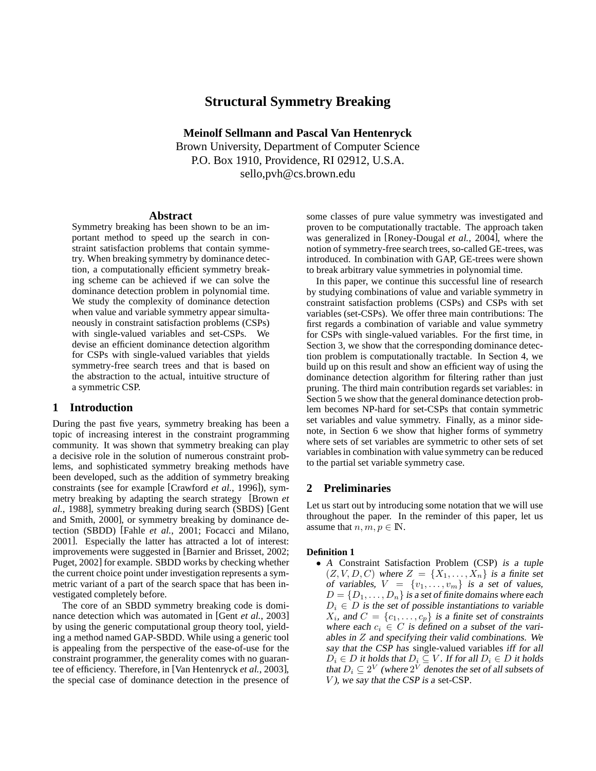# Structural Symmetry Breaking

**Meinolf Sellmann and Pascal Van Hentenryck**
Brown University, Department of Computer Science
P.O. Box 1910, Providence, RI 02912, U.S.A.
sello,pvh@cs.brown.edu

## Abstract

Symmetry breaking has been shown to be an important method to speed up the search in constraint satisfaction problems that contain symmetry. When breaking symmetry by dominance detection, a computationally efficient symmetry breaking scheme can be achieved if we can solve the dominance detection problem in polynomial time. We study the complexity of dominance detection when value and variable symmetry appear simultaneously in constraint satisfaction problems (CSPs) with single-valued variables and set-CSPs. We devise an efficient dominance detection algorithm for CSPs with single-valued variables that yields symmetry-free search trees and that is based on the abstraction to the actual, intuitive structure of a symmetric CSP.

## 1 Introduction

During the past five years, symmetry breaking has been a topic of increasing interest in the constraint programming community. It was shown that symmetry breaking can play a decisive role in the solution of numerous constraint problems, and sophisticated symmetry breaking methods have been developed, such as the addition of symmetry breaking constraints (see for example [Crawford *et al.*, 1996]), symmetry breaking by adapting the search strategy [Brown *et al.*, 1988], symmetry breaking during search (SBDS) [Gent and Smith, 2000], or symmetry breaking by dominance detection (SBDD) [Fahle *et al.*, 2001; Focacci and Milano, 2001]. Especially the latter has attracted a lot of interest: improvements were suggested in [Barnier and Brisset, 2002; Puget, 2002] for example. SBDD works by checking whether the current choice point under investigation represents a symmetric variant of a part of the search space that has been investigated completely before.

The core of an SBDD symmetry breaking code is dominance detection which was automated in [Gent *et al.*, 2003] by using the generic computational group theory tool, yielding a method named GAP-SBDD. While using a generic tool is appealing from the perspective of the ease-of-use for the constraint programmer, the generality comes with no guarantee of efficiency. Therefore, in [Van Hentenryck *et al.*, 2003], the special case of dominance detection in the presence of some classes of pure value symmetry was investigated and proven to be computationally tractable. The approach taken was generalized in [Roney-Dougal *et al.*, 2004], where the notion of symmetry-free search trees, so-called GE-trees, was introduced. In combination with GAP, GE-trees were shown to break arbitrary value symmetries in polynomial time.

In this paper, we continue this successful line of research by studying combinations of value and variable symmetry in constraint satisfaction problems (CSPs) and CSPs with set variables (set-CSPs). We offer three main contributions: The first regards a combination of variable and value symmetry for CSPs with single-valued variables. For the first time, in Section 3, we show that the corresponding dominance detection problem is computationally tractable. In Section 4, we build up on this result and show an efficient way of using the dominance detection algorithm for filtering rather than just pruning. The third main contribution regards set variables: in Section 5 we show that the general dominance detection problem becomes NP-hard for set-CSPs that contain symmetric set variables and value symmetry. Finally, as a minor side-note, in Section 6 we show that higher forms of symmetry where sets of set variables are symmetric to other sets of set variables in combination with value symmetry can be reduced to the partial set variable symmetry case.

## 2 Preliminaries

Let us start out by introducing some notation that we will use throughout the paper. In the reminder of this paper, let us assume that $n, m, p \in \mathbb{N}$.

**Definition 1**

- *A* Constraint Satisfaction Problem (CSP) *is a tuple* $(Z, V, D, C)$ *where* $Z = \{X_1, \dots, X_n\}$ *is a finite set of variables,* $V = \{v_1, \dots, v_m\}$ *is a set of values,* $D = \{D_1, \dots, D_n\}$ *is a set of finite domains where each* $D_i \in D$ *is the set of possible instantiations to variable* $X_i$*, and* $C = \{c_1, \dots, c_p\}$ *is a finite set of constraints where each* $c_i \in C$ *is defined on a subset of the variables in* $Z$ *and specifying their valid combinations. We say that the CSP has* single-valued variables *iff for all* $D_i \in D$ *it holds that* $D_i \subseteq V$*. If for all* $D_i \in D$ *it holds that* $D_i \subseteq 2^V$ *(where* $2^V$ *denotes the set of all subsets of* $V$*), we say that the CSP is a* set-CSP.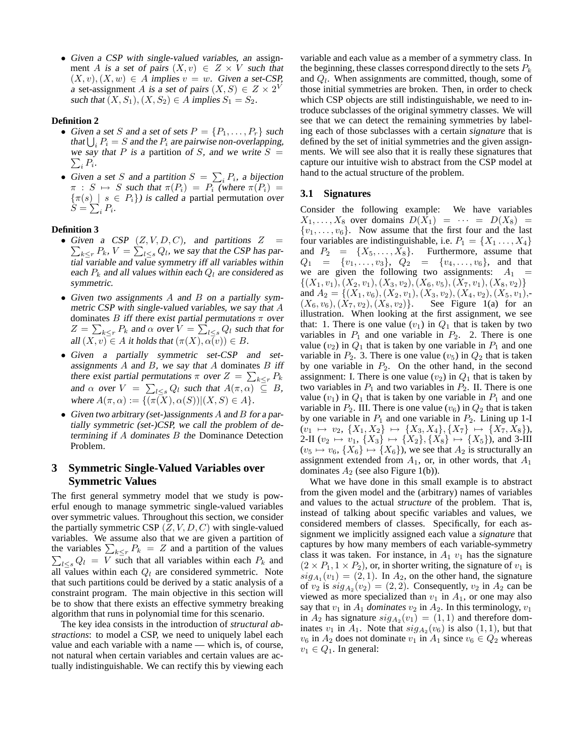- *Given a CSP with single-valued variables, an* assignment $A$ *is a set of pairs* $(X, v) \in Z \times V$ *such that* $(X, v), (X, w) \in A$ *implies* $v = w$. *Given a set-CSP, a* set-assignment $A$ *is a set of pairs* $(X, S) \in Z \times 2^V$ *such that* $(X, S_1), (X, S_2) \in A$ *implies* $S_1 = S_2$.

**Definition 2**

- *Given a set* $S$ *and a set of sets* $P = \{P_1, \ldots, P_r\}$ *such that* $\bigcup_i P_i = S$ *and the* $P_i$ *are pairwise non-overlapping, we say that* $P$ *is a* partition *of* $S$, *and we write* $S = \sum_i P_i$.
- *Given a set* $S$ *and a partition* $S = \sum_i P_i$, *a bijection* $\pi : S \mapsto S$ *such that* $\pi(P_i) = P_i$ *(where* $\pi(P_i) = \{\pi(s) \mid s \in P_i\}$*) is called a* partial permutation *over* $S = \sum_i P_i$.

**Definition 3**

- *Given a CSP* $(Z, V, D, C)$, *and partitions* $Z = \sum_{k \leq r} P_k$, $V = \sum_{l \leq s} Q_l$, *we say that the CSP has partial variable and value symmetry iff all variables within each* $P_k$ *and all values within each* $Q_l$ *are considered as symmetric.*
- *Given two assignments* $A$ *and* $B$ *on a partially symmetric CSP with single-valued variables, we say that* $A$ dominates $B$ *iff there exist partial permutations* $\pi$ *over* $Z = \sum_{k \leq r} P_k$ *and* $\alpha$ *over* $V = \sum_{l \leq s} Q_l$ *such that for all* $(X, v) \in A$ *it holds that* $(\pi(X), \alpha(v)) \in B$.
- *Given a partially symmetric set-CSP and set-assignments* $A$ *and* $B$, *we say that* $A$ dominates $B$ *iff there exist partial permutations* $\pi$ *over* $Z = \sum_{k \leq r} P_k$ *and* $\alpha$ *over* $V = \sum_{l \leq s} Q_l$ *such that* $A(\pi, \alpha) \subseteq B$, *where* $A(\pi, \alpha) := \{(\pi(X), \alpha(S)) | (X, S) \in A\}$.
- *Given two arbitrary (set-)assignments* $A$ *and* $B$ *for a partially symmetric (set-)CSP, we call the problem of determining if* $A$ *dominates* $B$ *the* Dominance Detection Problem.

## 3 Symmetric Single-Valued Variables over Symmetric Values

The first general symmetry model that we study is powerful enough to manage symmetric single-valued variables over symmetric values. Throughout this section, we consider the partially symmetric CSP $(Z, V, D, C)$ with single-valued variables. We assume also that we are given a partition of the variables $\sum_{k \leq r} P_k = Z$ and a partition of the values $\sum_{l \leq s} Q_l = V$ such that all variables within each $P_k$ and all values within each $Q_l$ are considered symmetric. Note that such partitions could be derived by a static analysis of a constraint program. The main objective in this section will be to show that there exists an effective symmetry breaking algorithm that runs in polynomial time for this scenario.

The key idea consists in the introduction of *structural abstractions*: to model a CSP, we need to uniquely label each value and each variable with a name — which is, of course, not natural when certain variables and certain values are actually indistinguishable. We can rectify this by viewing each variable and each value as a member of a symmetry class. In the beginning, these classes correspond directly to the sets $P_k$ and $Q_l$. When assignments are committed, though, some of those initial symmetries are broken. Then, in order to check which CSP objects are still indistinguishable, we need to introduce subclasses of the original symmetry classes. We will see that we can detect the remaining symmetries by labeling each of those subclasses with a certain *signature* that is defined by the set of initial symmetries and the given assignments. We will see also that it is really these signatures that capture our intuitive wish to abstract from the CSP model at hand to the actual structure of the problem.

### 3.1 Signatures

Consider the following example: We have variables $X_1, \ldots, X_8$ over domains $D(X_1) = \cdots = D(X_8) = \{v_1, \ldots, v_6\}$. Now assume that the first four and the last four variables are indistinguishable, i.e. $P_1 = \{X_1 \ldots, X_4\}$ and $P_2 = \{X_5, \ldots, X_8\}$. Furthermore, assume that $Q_1 = \{v_1, \ldots, v_3\}$, $Q_2 = \{v_4, \ldots, v_6\}$, and that we are given the following two assignments: $A_1 = \{(X_1, v_1), (X_2, v_1), (X_3, v_2), (X_6, v_5), (X_7, v_1), (X_8, v_2)\}$ and $A_2 = \{(X_1, v_6), (X_2, v_1), (X_3, v_2), (X_4, v_2), (X_5, v_1), (X_6, v_6), (X_7, v_2), (X_8, v_2)\}$. See Figure 1(a) for an illustration. When looking at the first assignment, we see that: 1. There is one value ($v_1$) in $Q_1$ that is taken by two variables in $P_1$ and one variable in $P_2$. 2. There is one value ($v_2$) in $Q_1$ that is taken by one variable in $P_1$ and one variable in $P_2$. 3. There is one value ($v_5$) in $Q_2$ that is taken by one variable in $P_2$. On the other hand, in the second assignment: I. There is one value ($v_2$) in $Q_1$ that is taken by two variables in $P_1$ and two variables in $P_2$. II. There is one value ($v_1$) in $Q_1$ that is taken by one variable in $P_1$ and one variable in $P_2$. III. There is one value ($v_6$) in $Q_2$ that is taken by one variable in $P_1$ and one variable in $P_2$. Lining up 1-I ($v_1 \mapsto v_2$, $\{X_1, X_2\} \mapsto \{X_3, X_4\}, \{X_7\} \mapsto \{X_7, X_8\}$), 2-II ($v_2 \mapsto v_1$, $\{X_3\} \mapsto \{X_2\}, \{X_8\} \mapsto \{X_5\}$), and 3-III ($v_5 \mapsto v_6$, $\{X_6\} \mapsto \{X_6\}$), we see that $A_2$ is structurally an assignment extended from $A_1$, or, in other words, that $A_1$ dominates $A_2$ (see also Figure 1(b)).

What we have done in this small example is to abstract from the given model and the (arbitrary) names of variables and values to the actual *structure* of the problem. That is, instead of talking about specific variables and values, we considered members of classes. Specifically, for each assignment we implicitly assigned each value a *signature* that captures by how many members of each variable-symmetry class it was taken. For instance, in $A_1$ $v_1$ has the signature $(2 \times P_1, 1 \times P_2)$, or, in shorter writing, the signature of $v_1$ is $sig_{A_1}(v_1) = (2, 1)$. In $A_2$, on the other hand, the signature of $v_2$ is $sig_{A_2}(v_2) = (2, 2)$. Consequently, $v_2$ in $A_2$ can be viewed as more specialized than $v_1$ in $A_1$, or one may also say that $v_1$ in $A_1$ *dominates* $v_2$ in $A_2$. In this terminology, $v_1$ in $A_2$ has signature $sig_{A_2}(v_1) = (1, 1)$ and therefore dominates $v_1$ in $A_1$. Note that $sig_{A_2}(v_6)$ is also $(1, 1)$, but that $v_6$ in $A_2$ does not dominate $v_1$ in $A_1$ since $v_6 \in Q_2$ whereas $v_1 \in Q_1$. In general: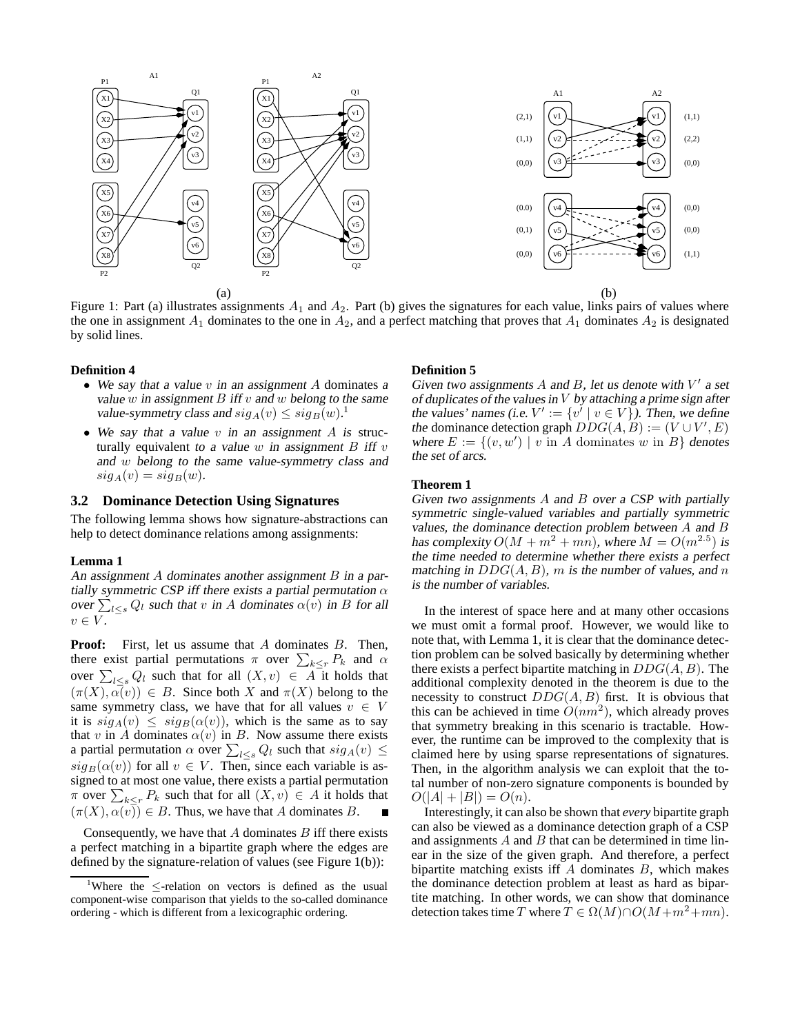Figure 1: Part (a) illustrates assignments $A_1$ and $A_2$. Part (b) gives the signatures for each value, links pairs of values where the one in assignment $A_1$ dominates to the one in $A_2$, and a perfect matching that proves that $A_1$ dominates $A_2$ is designated by solid lines.

**Definition 4**

- *We say that a value $v$ in an assignment $A$* dominates *a value $w$ in assignment $B$ iff $v$ and $w$ belong to the same value-symmetry class and $sig_A(v) \le sig_B(w)$.*[1]
- *We say that a value $v$ in an assignment $A$ is* structurally equivalent *to a value $w$ in assignment $B$ iff $v$ and $w$ belong to the same value-symmetry class and $sig_A(v) = sig_B(w)$.*

## 3.2 Dominance Detection Using Signatures

The following lemma shows how signature-abstractions can help to detect dominance relations among assignments:

**Lemma 1**

*An assignment $A$ dominates another assignment $B$ in a partially symmetric CSP iff there exists a partial permutation $\alpha$ over $\sum_{l \le s} Q_l$ such that $v$ in $A$ dominates $\alpha(v)$ in $B$ for all $v \in V$.*

**Proof:** First, let us assume that $A$ dominates $B$. Then, there exist partial permutations $\pi$ over $\sum_{k \le r} P_k$ and $\alpha$ over $\sum_{l \le s} Q_l$ such that for all $(X, v) \in A$ it holds that $(\pi(X), \alpha(v)) \in B$. Since both $X$ and $\pi(X)$ belong to the same symmetry class, we have that for all values $v \in V$ it is $sig_A(v) \le sig_B(\alpha(v))$, which is the same as to say that $v$ in $A$ dominates $\alpha(v)$ in $B$. Now assume there exists a partial permutation $\alpha$ over $\sum_{l \le s} Q_l$ such that $sig_A(v) \le sig_B(\alpha(v))$ for all $v \in V$. Then, since each variable is assigned to at most one value, there exists a partial permutation $\pi$ over $\sum_{k \le r} P_k$ such that for all $(X, v) \in A$ it holds that $(\pi(X), \alpha(v)) \in B$. Thus, we have that $A$ dominates $B$. ∎

Consequently, we have that $A$ dominates $B$ iff there exists a perfect matching in a bipartite graph where the edges are defined by the signature-relation of values (see Figure 1(b)):

**Definition 5**

*Given two assignments $A$ and $B$, let us denote with $V'$ a set of duplicates of the values in $V$ by attaching a prime sign after the values' names (i.e. $V' := \{v' \mid v \in V\}$). Then, we define the* dominance detection graph *$DDG(A, B) := (V \cup V', E)$ where $E := \{(v, w') \mid v \text{ in } A \text{ dominates } w \text{ in } B\}$ denotes the set of arcs.*

**Theorem 1**

*Given two assignments $A$ and $B$ over a CSP with partially symmetric single-valued variables and partially symmetric values, the dominance detection problem between $A$ and $B$ has complexity $O(M + m^2 + mn)$, where $M = O(m^{2.5})$ is the time needed to determine whether there exists a perfect matching in $DDG(A, B)$, $m$ is the number of values, and $n$ is the number of variables.*

In the interest of space here and at many other occasions we must omit a formal proof. However, we would like to note that, with Lemma 1, it is clear that the dominance detection problem can be solved basically by determining whether there exists a perfect bipartite matching in $DDG(A, B)$. The additional complexity denoted in the theorem is due to the necessity to construct $DDG(A, B)$ first. It is obvious that this can be achieved in time $O(nm^2)$, which already proves that symmetry breaking in this scenario is tractable. However, the runtime can be improved to the complexity that is claimed here by using sparse representations of signatures. Then, in the algorithm analysis we can exploit that the total number of non-zero signature components is bounded by $O(|A| + |B|) = O(n)$.

Interestingly, it can also be shown that *every* bipartite graph can also be viewed as a dominance detection graph of a CSP and assignments $A$ and $B$ that can be determined in time linear in the size of the given graph. And therefore, a perfect bipartite matching exists iff $A$ dominates $B$, which makes the dominance detection problem at least as hard as bipartite matching. In other words, we can show that dominance detection takes time $T$ where $T \in \Omega(M) \cap O(M + m^2 + mn)$.

[1] Where the $\le$-relation on vectors is defined as the usual component-wise comparison that yields to the so-called dominance ordering - which is different from a lexicographic ordering.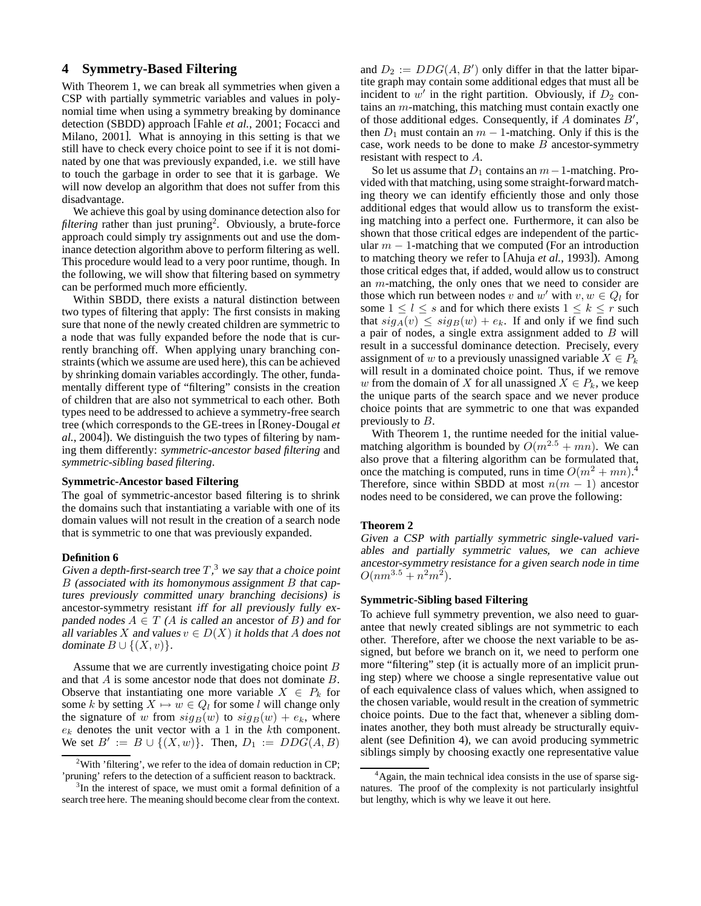## 4 Symmetry-Based Filtering

With Theorem 1, we can break all symmetries when given a CSP with partially symmetric variables and values in polynomial time when using a symmetry breaking by dominance detection (SBDD) approach [Fahle *et al.*, 2001; Focacci and Milano, 2001]. What is annoying in this setting is that we still have to check every choice point to see if it is not dominated by one that was previously expanded, i.e. we still have to touch the garbage in order to see that it is garbage. We will now develop an algorithm that does not suffer from this disadvantage.

We achieve this goal by using dominance detection also for *filtering* rather than just pruning[2]. Obviously, a brute-force approach could simply try assignments out and use the dominance detection algorithm above to perform filtering as well. This procedure would lead to a very poor runtime, though. In the following, we will show that filtering based on symmetry can be performed much more efficiently.

Within SBDD, there exists a natural distinction between two types of filtering that apply: The first consists in making sure that none of the newly created children are symmetric to a node that was fully expanded before the node that is currently branching off. When applying unary branching constraints (which we assume are used here), this can be achieved by shrinking domain variables accordingly. The other, fundamentally different type of "filtering" consists in the creation of children that are also not symmetrical to each other. Both types need to be addressed to achieve a symmetry-free search tree (which corresponds to the GE-trees in [Roney-Dougal *et al.*, 2004]). We distinguish the two types of filtering by naming them differently: *symmetric-ancestor based filtering* and *symmetric-sibling based filtering*.

### Symmetric-Ancestor based Filtering

The goal of symmetric-ancestor based filtering is to shrink the domains such that instantiating a variable with one of its domain values will not result in the creation of a search node that is symmetric to one that was previously expanded.

**Definition 6**

*Given a depth-first-search tree $T$,[3] we say that a choice point $B$ (associated with its homonymous assignment $B$ that captures previously committed unary branching decisions) is* ancestor-symmetry resistant *iff for all previously fully expanded nodes $A \in T$ ($A$ is called an* ancestor *of $B$) and for all variables $X$ and values $v \in D(X)$ it holds that $A$ does not dominate $B \cup \{(X, v)\}$.*

Assume that we are currently investigating choice point $B$ and that $A$ is some ancestor node that does not dominate $B$. Observe that instantiating one more variable $X \in P_k$ for some $k$ by setting $X \mapsto w \in Q_l$ for some $l$ will change only the signature of $w$ from $sig_B(w)$ to $sig_B(w) + e_k$, where $e_k$ denotes the unit vector with a 1 in the $k$th component. We set $B' := B \cup \{(X, w)\}$. Then, $D_1 := DDG(A, B)$ and $D_2 := DDG(A, B')$ only differ in that the latter bipartite graph may contain some additional edges that must all be incident to $w'$ in the right partition. Obviously, if $D_2$ contains an $m$-matching, this matching must contain exactly one of those additional edges. Consequently, if $A$ dominates $B'$, then $D_1$ must contain an $m-1$-matching. Only if this is the case, work needs to be done to make $B$ ancestor-symmetry resistant with respect to $A$.

So let us assume that $D_1$ contains an $m-1$-matching. Provided with that matching, using some straight-forward matching theory we can identify efficiently those and only those additional edges that would allow us to transform the existing matching into a perfect one. Furthermore, it can also be shown that those critical edges are independent of the particular $m-1$-matching that we computed (For an introduction to matching theory we refer to [Ahuja *et al.*, 1993]). Among those critical edges that, if added, would allow us to construct an $m$-matching, the only ones that we need to consider are those which run between nodes $v$ and $w'$ with $v, w \in Q_l$ for some $1 \leq l \leq s$ and for which there exists $1 \leq k \leq r$ such that $sig_A(v) \leq sig_B(w) + e_k$. If and only if we find such a pair of nodes, a single extra assignment added to $B$ will result in a successful dominance detection. Precisely, every assignment of $w$ to a previously unassigned variable $X \in P_k$ will result in a dominated choice point. Thus, if we remove $w$ from the domain of $X$ for all unassigned $X \in P_k$, we keep the unique parts of the search space and we never produce choice points that are symmetric to one that was expanded previously to $B$.

With Theorem 1, the runtime needed for the initial value-matching algorithm is bounded by $O(m^{2.5} + mn)$. We can also prove that a filtering algorithm can be formulated that, once the matching is computed, runs in time $O(m^2 + mn)$.[4] Therefore, since within SBDD at most $n(m-1)$ ancestor nodes need to be considered, we can prove the following:

**Theorem 2**

*Given a CSP with partially symmetric single-valued variables and partially symmetric values, we can achieve ancestor-symmetry resistance for a given search node in time $O(nm^{3.5} + n^2m^2)$.*

### Symmetric-Sibling based Filtering

To achieve full symmetry prevention, we also need to guarantee that newly created siblings are not symmetric to each other. Therefore, after we choose the next variable to be assigned, but before we branch on it, we need to perform one more "filtering" step (it is actually more of an implicit pruning step) where we choose a single representative value out of each equivalence class of values which, when assigned to the chosen variable, would result in the creation of symmetric choice points. Due to the fact that, whenever a sibling dominates another, they both must already be structurally equivalent (see Definition 4), we can avoid producing symmetric siblings simply by choosing exactly one representative value

---

[2] With 'filtering', we refer to the idea of domain reduction in CP; 'pruning' refers to the detection of a sufficient reason to backtrack.

[3] In the interest of space, we must omit a formal definition of a search tree here. The meaning should become clear from the context.

[4] Again, the main technical idea consists in the use of sparse signatures. The proof of the complexity is not particularly insightful but lengthy, which is why we leave it out here.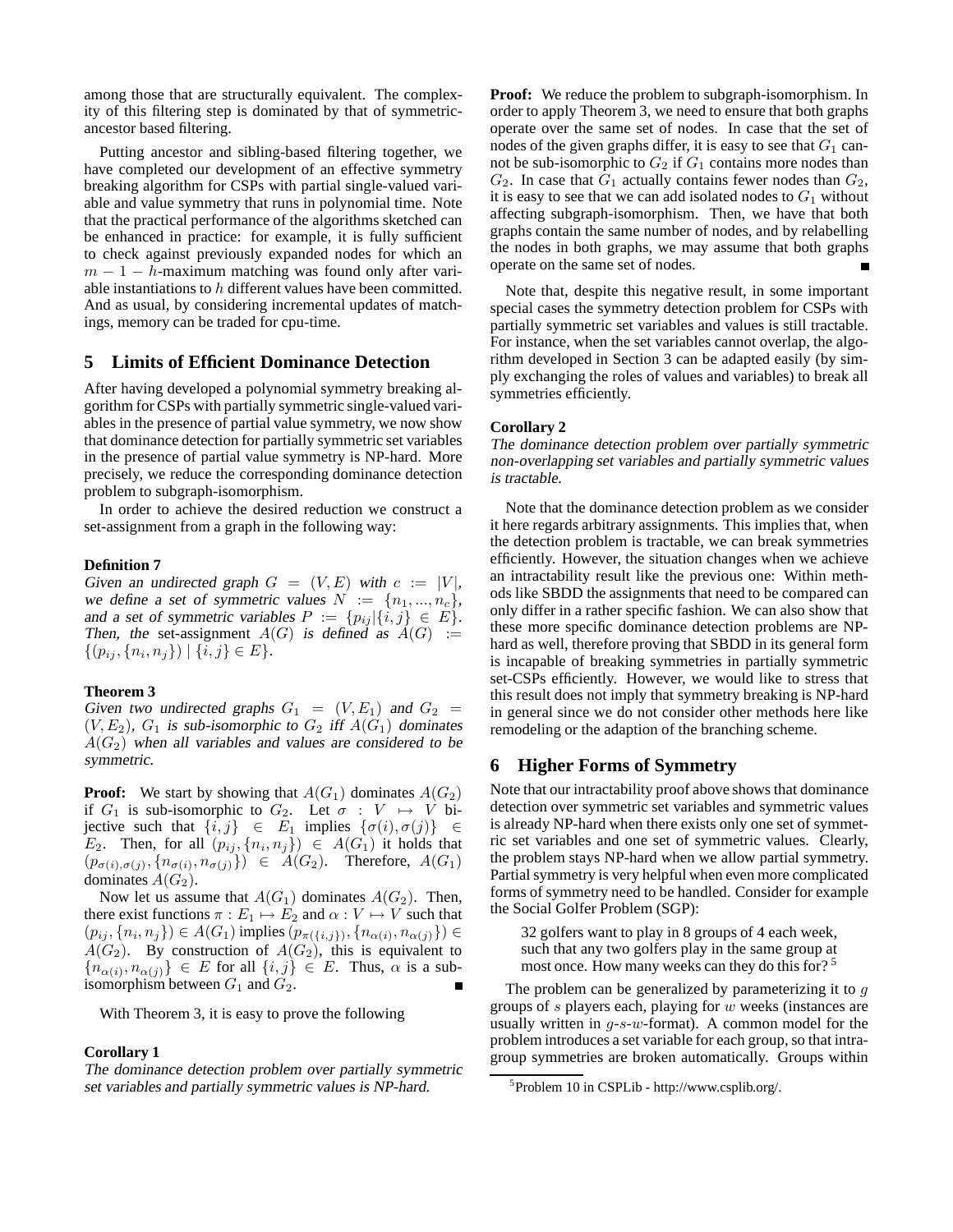among those that are structurally equivalent. The complexity of this filtering step is dominated by that of symmetric-ancestor based filtering.

Putting ancestor and sibling-based filtering together, we have completed our development of an effective symmetry breaking algorithm for CSPs with partial single-valued variable and value symmetry that runs in polynomial time. Note that the practical performance of the algorithms sketched can be enhanced in practice: for example, it is fully sufficient to check against previously expanded nodes for which an $m - 1 - h$-maximum matching was found only after variable instantiations to $h$ different values have been committed. And as usual, by considering incremental updates of matchings, memory can be traded for cpu-time.

## 5 Limits of Efficient Dominance Detection

After having developed a polynomial symmetry breaking algorithm for CSPs with partially symmetric single-valued variables in the presence of partial value symmetry, we now show that dominance detection for partially symmetric set variables in the presence of partial value symmetry is NP-hard. More precisely, we reduce the corresponding dominance detection problem to subgraph-isomorphism.

In order to achieve the desired reduction we construct a set-assignment from a graph in the following way:

**Definition 7**
*Given an undirected graph $G = (V, E)$ with $c := |V|$, we define a set of symmetric values $N := \{n_1, ..., n_c\}$, and a set of symmetric variables $P := \{p_{ij} | \{i, j\} \in E\}$. Then, the* set-assignment *$A(G)$ is defined as $A(G) := \{(p_{ij}, \{n_i, n_j\}) \mid \{i, j\} \in E\}$.*

**Theorem 3**
*Given two undirected graphs $G_1 = (V, E_1)$ and $G_2 = (V, E_2)$, $G_1$ is sub-isomorphic to $G_2$ iff $A(G_1)$ dominates $A(G_2)$ when all variables and values are considered to be symmetric.*

**Proof:** We start by showing that $A(G_1)$ dominates $A(G_2)$ if $G_1$ is sub-isomorphic to $G_2$. Let $\sigma : V \mapsto V$ bijective such that $\{i, j\} \in E_1$ implies $\{\sigma(i), \sigma(j)\} \in E_2$. Then, for all $(p_{ij}, \{n_i, n_j\}) \in A(G_1)$ it holds that $(p_{\sigma(i),\sigma(j)}, \{n_{\sigma(i)}, n_{\sigma(j)}\}) \in A(G_2)$. Therefore, $A(G_1)$ dominates $A(G_2)$.

Now let us assume that $A(G_1)$ dominates $A(G_2)$. Then, there exist functions $\pi : E_1 \mapsto E_2$ and $\alpha : V \mapsto V$ such that $(p_{ij}, \{n_i, n_j\}) \in A(G_1)$ implies $(p_{\pi(\{i,j\})}, \{n_{\alpha(i)}, n_{\alpha(j)}\}) \in A(G_2)$. By construction of $A(G_2)$, this is equivalent to $\{n_{\alpha(i)}, n_{\alpha(j)}\} \in E$ for all $\{i, j\} \in E$. Thus, $\alpha$ is a sub-isomorphism between $G_1$ and $G_2$. ■

With Theorem 3, it is easy to prove the following

**Corollary 1**
*The dominance detection problem over partially symmetric set variables and partially symmetric values is NP-hard.*

**Proof:** We reduce the problem to subgraph-isomorphism. In order to apply Theorem 3, we need to ensure that both graphs operate over the same set of nodes. In case that the set of nodes of the given graphs differ, it is easy to see that $G_1$ cannot be sub-isomorphic to $G_2$ if $G_1$ contains more nodes than $G_2$. In case that $G_1$ actually contains fewer nodes than $G_2$, it is easy to see that we can add isolated nodes to $G_1$ without affecting subgraph-isomorphism. Then, we have that both graphs contain the same number of nodes, and by relabelling the nodes in both graphs, we may assume that both graphs operate on the same set of nodes. ■

Note that, despite this negative result, in some important special cases the symmetry detection problem for CSPs with partially symmetric set variables and values is still tractable. For instance, when the set variables cannot overlap, the algorithm developed in Section 3 can be adapted easily (by simply exchanging the roles of values and variables) to break all symmetries efficiently.

**Corollary 2**
*The dominance detection problem over partially symmetric non-overlapping set variables and partially symmetric values is tractable.*

Note that the dominance detection problem as we consider it here regards arbitrary assignments. This implies that, when the detection problem is tractable, we can break symmetries efficiently. However, the situation changes when we achieve an intractability result like the previous one: Within methods like SBDD the assignments that need to be compared can only differ in a rather specific fashion. We can also show that these more specific dominance detection problems are NP-hard as well, therefore proving that SBDD in its general form is incapable of breaking symmetries in partially symmetric set-CSPs efficiently. However, we would like to stress that this result does not imply that symmetry breaking is NP-hard in general since we do not consider other methods here like remodeling or the adaption of the branching scheme.

## 6 Higher Forms of Symmetry

Note that our intractability proof above shows that dominance detection over symmetric set variables and symmetric values is already NP-hard when there exists only one set of symmetric set variables and one set of symmetric values. Clearly, the problem stays NP-hard when we allow partial symmetry. Partial symmetry is very helpful when even more complicated forms of symmetry need to be handled. Consider for example the Social Golfer Problem (SGP):

> 32 golfers want to play in 8 groups of 4 each week, such that any two golfers play in the same group at most once. How many weeks can they do this for? [5]

The problem can be generalized by parameterizing it to $g$ groups of $s$ players each, playing for $w$ weeks (instances are usually written in $g$-$s$-$w$-format). A common model for the problem introduces a set variable for each group, so that intra-group symmetries are broken automatically. Groups within

[5] Problem 10 in CSPLib - http://www.csplib.org/.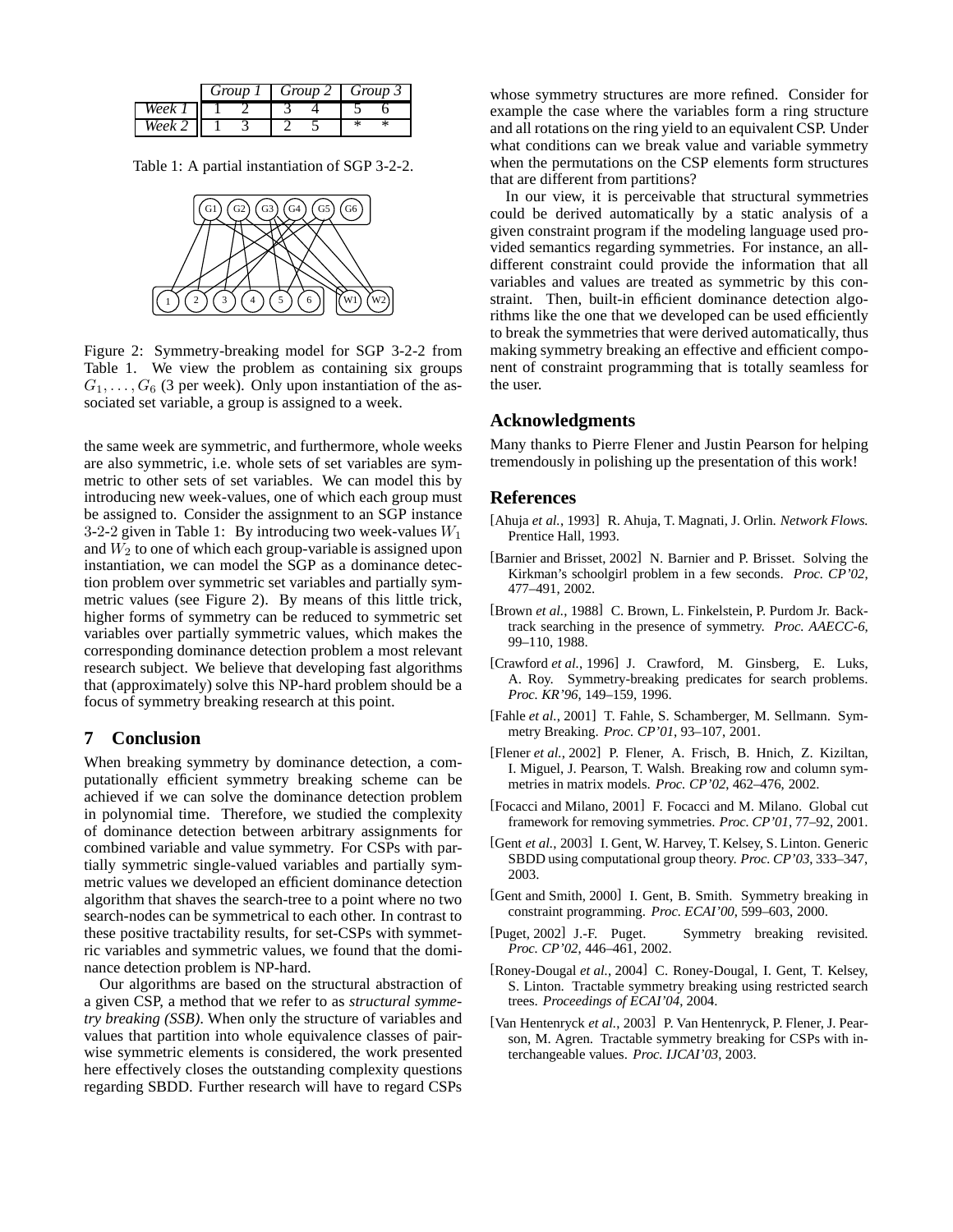| | Group 1 | | Group 2 | | Group 3 | |
|---|---|---|---|---|---|---|
| Week 1 | 1 | 2 | 3 | 4 | 5 | 6 |
| Week 2 | 1 | 3 | 2 | 5 | * | * |

Table 1: A partial instantiation of SGP 3-2-2.

G1 G2 G3 G4 G5 G6

1 2 3 4 5 6 W1 W2

Figure 2: Symmetry-breaking model for SGP 3-2-2 from Table 1. We view the problem as containing six groups $G_1, \ldots, G_6$ (3 per week). Only upon instantiation of the associated set variable, a group is assigned to a week.

the same week are symmetric, and furthermore, whole weeks are also symmetric, i.e. whole sets of set variables are symmetric to other sets of set variables. We can model this by introducing new week-values, one of which each group must be assigned to. Consider the assignment to an SGP instance 3-2-2 given in Table 1: By introducing two week-values $W_1$ and $W_2$ to one of which each group-variable is assigned upon instantiation, we can model the SGP as a dominance detection problem over symmetric set variables and partially symmetric values (see Figure 2). By means of this little trick, higher forms of symmetry can be reduced to symmetric set variables over partially symmetric values, which makes the corresponding dominance detection problem a most relevant research subject. We believe that developing fast algorithms that (approximately) solve this NP-hard problem should be a focus of symmetry breaking research at this point.

## 7 Conclusion

When breaking symmetry by dominance detection, a computationally efficient symmetry breaking scheme can be achieved if we can solve the dominance detection problem in polynomial time. Therefore, we studied the complexity of dominance detection between arbitrary assignments for combined variable and value symmetry. For CSPs with partially symmetric single-valued variables and partially symmetric values we developed an efficient dominance detection algorithm that shaves the search-tree to a point where no two search-nodes can be symmetrical to each other. In contrast to these positive tractability results, for set-CSPs with symmetric variables and symmetric values, we found that the dominance detection problem is NP-hard.

Our algorithms are based on the structural abstraction of a given CSP, a method that we refer to as *structural symmetry breaking (SSB)*. When only the structure of variables and values that partition into whole equivalence classes of pairwise symmetric elements is considered, the work presented here effectively closes the outstanding complexity questions regarding SBDD. Further research will have to regard CSPs whose symmetry structures are more refined. Consider for example the case where the variables form a ring structure and all rotations on the ring yield to an equivalent CSP. Under what conditions can we break value and variable symmetry when the permutations on the CSP elements form structures that are different from partitions?

In our view, it is perceivable that structural symmetries could be derived automatically by a static analysis of a given constraint program if the modeling language used provided semantics regarding symmetries. For instance, an all-different constraint could provide the information that all variables and values are treated as symmetric by this constraint. Then, built-in efficient dominance detection algorithms like the one that we developed can be used efficiently to break the symmetries that were derived automatically, thus making symmetry breaking an effective and efficient component of constraint programming that is totally seamless for the user.

## Acknowledgments

Many thanks to Pierre Flener and Justin Pearson for helping tremendously in polishing up the presentation of this work!

## References

[Ahuja *et al.*, 1993] R. Ahuja, T. Magnati, J. Orlin. *Network Flows.* Prentice Hall, 1993.

[Barnier and Brisset, 2002] N. Barnier and P. Brisset. Solving the Kirkman's schoolgirl problem in a few seconds. *Proc. CP'02*, 477–491, 2002.

[Brown *et al.*, 1988] C. Brown, L. Finkelstein, P. Purdom Jr. Backtrack searching in the presence of symmetry. *Proc. AAECC-6*, 99–110, 1988.

[Crawford *et al.*, 1996] J. Crawford, M. Ginsberg, E. Luks, A. Roy. Symmetry-breaking predicates for search problems. *Proc. KR'96*, 149–159, 1996.

[Fahle *et al.*, 2001] T. Fahle, S. Schamberger, M. Sellmann. Symmetry Breaking. *Proc. CP'01*, 93–107, 2001.

[Flener *et al.*, 2002] P. Flener, A. Frisch, B. Hnich, Z. Kiziltan, I. Miguel, J. Pearson, T. Walsh. Breaking row and column symmetries in matrix models. *Proc. CP'02*, 462–476, 2002.

[Focacci and Milano, 2001] F. Focacci and M. Milano. Global cut framework for removing symmetries. *Proc. CP'01*, 77–92, 2001.

[Gent *et al.*, 2003] I. Gent, W. Harvey, T. Kelsey, S. Linton. Generic SBDD using computational group theory. *Proc. CP'03*, 333–347, 2003.

[Gent and Smith, 2000] I. Gent, B. Smith. Symmetry breaking in constraint programming. *Proc. ECAI'00*, 599–603, 2000.

[Puget, 2002] J.-F. Puget. Symmetry breaking revisited. *Proc. CP'02*, 446–461, 2002.

[Roney-Dougal *et al.*, 2004] C. Roney-Dougal, I. Gent, T. Kelsey, S. Linton. Tractable symmetry breaking using restricted search trees. *Proceedings of ECAI'04*, 2004.

[Van Hentenryck *et al.*, 2003] P. Van Hentenryck, P. Flener, J. Pearson, M. Agren. Tractable symmetry breaking for CSPs with interchangeable values. *Proc. IJCAI'03*, 2003.